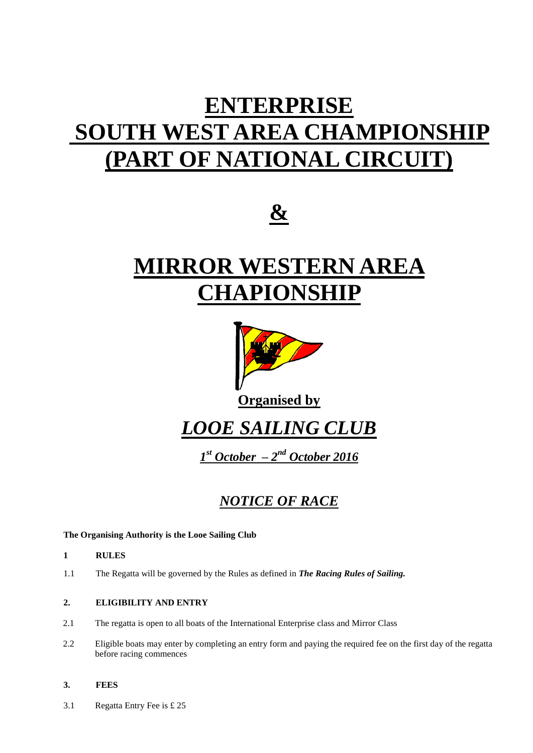# ENTERPRISE SOUTH WEST AREA CHAMPIONSHIP (PART OF NATIONAL CIRCUIT)

# &

# MIRROR WESTERN AREA CHAPIONSHIP

**Organised by**

## *LOOE SAILING CLUB*

***1st October – 2nd October 2016***

## *NOTICE OF RACE*

**The Organising Authority is the Looe Sailing Club**

**1 RULES**

1.1 The Regatta will be governed by the Rules as defined in ***The Racing Rules of Sailing.***

**2. ELIGIBILITY AND ENTRY**

2.1 The regatta is open to all boats of the International Enterprise class and Mirror Class

2.2 Eligible boats may enter by completing an entry form and paying the required fee on the first day of the regatta before racing commences

**3. FEES**

3.1 Regatta Entry Fee is £ 25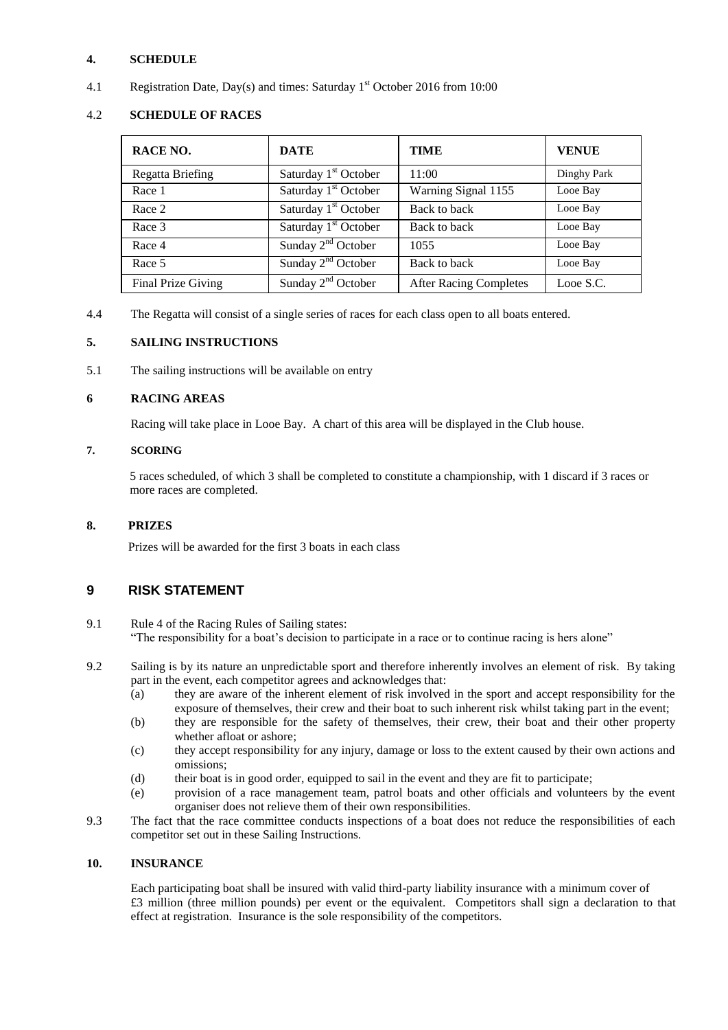#### 4. SCHEDULE

4.1 Registration Date, Day(s) and times: Saturday 1st October 2016 from 10:00

4.2 **SCHEDULE OF RACES**

| RACE NO. | DATE | TIME | VENUE |
|---|---|---|---|
| Regatta Briefing | Saturday 1st October | 11:00 | Dinghy Park |
| Race 1 | Saturday 1st October | Warning Signal 1155 | Looe Bay |
| Race 2 | Saturday 1st October | Back to back | Looe Bay |
| Race 3 | Saturday 1st October | Back to back | Looe Bay |
| Race 4 | Sunday 2nd October | 1055 | Looe Bay |
| Race 5 | Sunday 2nd October | Back to back | Looe Bay |
| Final Prize Giving | Sunday 2nd October | After Racing Completes | Looe S.C. |

4.4 The Regatta will consist of a single series of races for each class open to all boats entered.

#### 5. SAILING INSTRUCTIONS

5.1 The sailing instructions will be available on entry

#### 6 RACING AREAS

Racing will take place in Looe Bay. A chart of this area will be displayed in the Club house.

#### 7. SCORING

5 races scheduled, of which 3 shall be completed to constitute a championship, with 1 discard if 3 races or more races are completed.

#### 8. PRIZES

Prizes will be awarded for the first 3 boats in each class

## 9 RISK STATEMENT

9.1 Rule 4 of the Racing Rules of Sailing states:
"The responsibility for a boat's decision to participate in a race or to continue racing is hers alone"

9.2 Sailing is by its nature an unpredictable sport and therefore inherently involves an element of risk. By taking part in the event, each competitor agrees and acknowledges that:

(a) they are aware of the inherent element of risk involved in the sport and accept responsibility for the exposure of themselves, their crew and their boat to such inherent risk whilst taking part in the event;
(b) they are responsible for the safety of themselves, their crew, their boat and their other property whether afloat or ashore;
(c) they accept responsibility for any injury, damage or loss to the extent caused by their own actions and omissions;
(d) their boat is in good order, equipped to sail in the event and they are fit to participate;
(e) provision of a race management team, patrol boats and other officials and volunteers by the event organiser does not relieve them of their own responsibilities.

9.3 The fact that the race committee conducts inspections of a boat does not reduce the responsibilities of each competitor set out in these Sailing Instructions.

#### 10. INSURANCE

Each participating boat shall be insured with valid third-party liability insurance with a minimum cover of £3 million (three million pounds) per event or the equivalent. Competitors shall sign a declaration to that effect at registration. Insurance is the sole responsibility of the competitors.